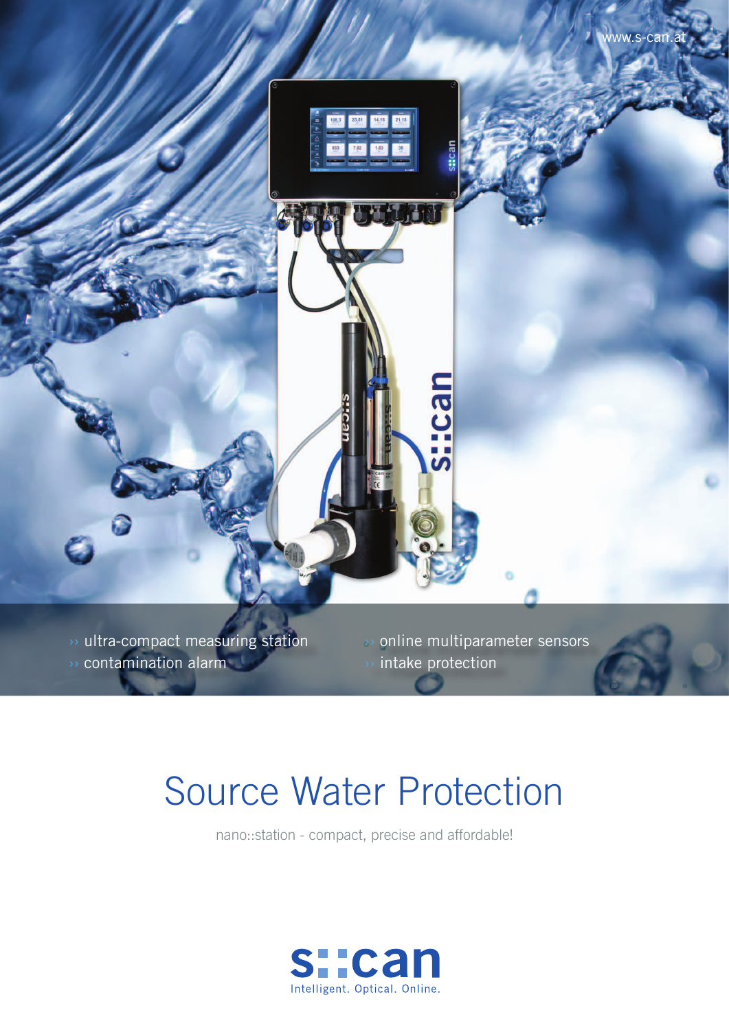www.s-can.at

- ultra-compact measuring station
- contamination alarm
- online multiparameter sensors
- intake protection

# Source Water Protection

nano::station - compact, precise and affordable!

s::can

Intelligent. Optical. Online.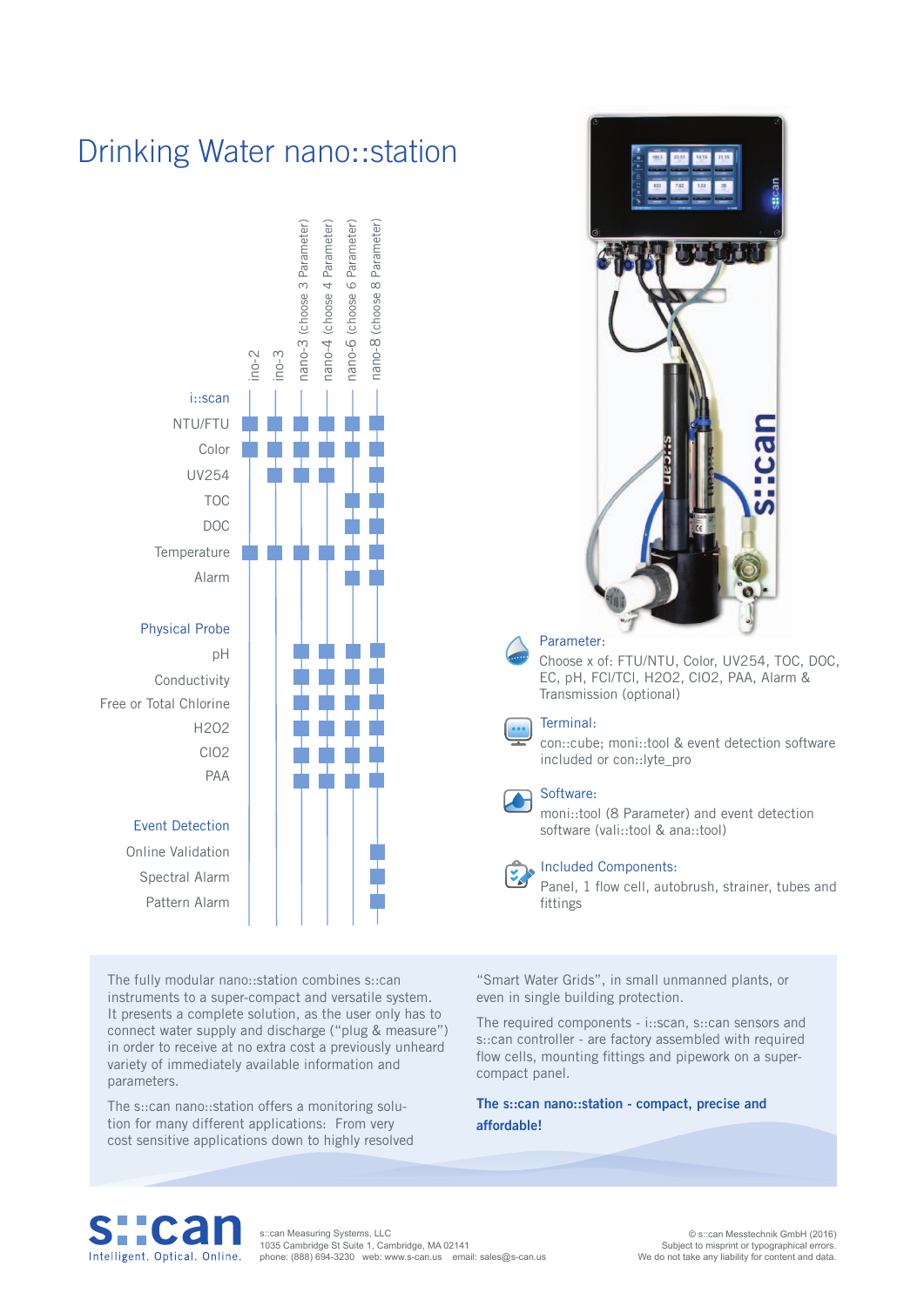# Drinking Water nano::station

| | ino-2 | ino-3 | nano-3 (choose 3 Parameter) | nano-4 (choose 4 Parameter) | nano-6 (choose 6 Parameter) | nano-8 (choose 8 Parameter) |
|---|---|---|---|---|---|---|
| **i::scan** | | | | | | |
| NTU/FTU | ■ | ■ | ■ | ■ | ■ | ■ |
| Color | ■ | ■ | ■ | ■ | ■ | ■ |
| UV254 | | ■ | ■ | ■ | | ■ |
| TOC | | | | | ■ | ■ |
| DOC | | | | | ■ | ■ |
| Temperature | ■ | ■ | ■ | ■ | ■ | ■ |
| Alarm | | | | | ■ | ■ |
| **Physical Probe** | | | | | | |
| pH | | | ■ | ■ | ■ | ■ |
| Conductivity | | | ■ | ■ | ■ | ■ |
| Free or Total Chlorine | | | ■ | ■ | ■ | ■ |
| $H_2O_2$ | | | ■ | ■ | ■ | ■ |
| $ClO_2$ | | | ■ | ■ | ■ | ■ |
| PAA | | | ■ | ■ | ■ | ■ |
| **Event Detection** | | | | | | |
| Online Validation | | | | | | ■ |
| Spectral Alarm | | | | | | ■ |
| Pattern Alarm | | | | | | ■ |

**Parameter:**
Choose x of: FTU/NTU, Color, UV254, TOC, DOC, EC, pH, FCl/TCl, $H_2O_2$, $ClO_2$, PAA, Alarm & Transmission (optional)

**Terminal:**
con::cube; moni::tool & event detection software included or con::lyte_pro

**Software:**
moni::tool (8 Parameter) and event detection software (vali::tool & ana::tool)

**Included Components:**
Panel, 1 flow cell, autobrush, strainer, tubes and fittings

The fully modular nano::station combines s::can instruments to a super-compact and versatile system. It presents a complete solution, as the user only has to connect water supply and discharge ("plug & measure") in order to receive at no extra cost a previously unheard variety of immediately available information and parameters.

The s::can nano::station offers a monitoring solution for many different applications: From very cost sensitive applications down to highly resolved "Smart Water Grids", in small unmanned plants, or even in single building protection.

The required components - i::scan, s::can sensors and s::can controller - are factory assembled with required flow cells, mounting fittings and pipework on a super-compact panel.

**The s::can nano::station - compact, precise and affordable!**

s::can
Intelligent. Optical. Online.

s::can Measuring Systems, LLC
1035 Cambridge St Suite 1, Cambridge, MA 02141
phone: (888) 694-3230 web: www.s-can.us email: sales@s-can.us

© s::can Messtechnik GmbH (2016)
Subject to misprint or typographical errors.
We do not take any liability for content and data.